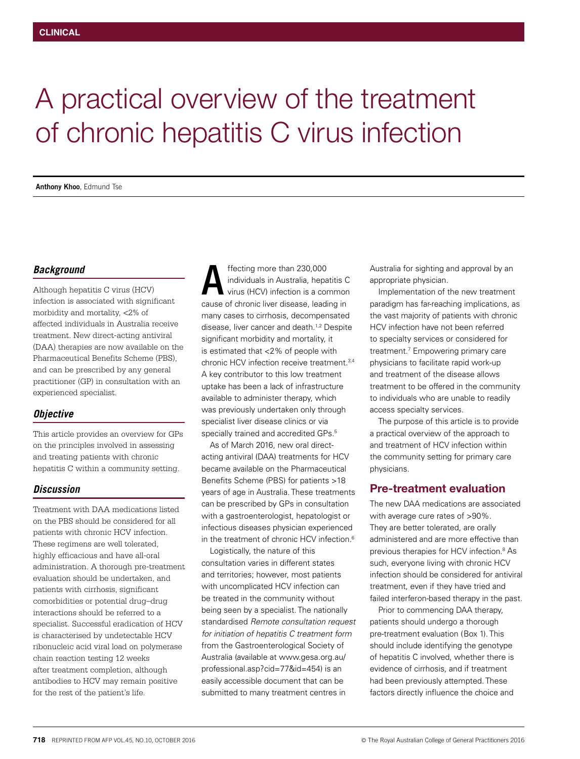# A practical overview of the treatment of chronic hepatitis C virus infection

**Anthony Khoo**, Edmund Tse

### *Background*

Although hepatitis C virus (HCV) infection is associated with significant morbidity and mortality, <2% of affected individuals in Australia receive treatment. New direct-acting antiviral (DAA) therapies are now available on the Pharmaceutical Benefits Scheme (PBS), and can be prescribed by any general practitioner (GP) in consultation with an experienced specialist.

### *Objective*

This article provides an overview for GPs on the principles involved in assessing and treating patients with chronic hepatitis C within a community setting.

### *Discussion*

Treatment with DAA medications listed on the PBS should be considered for all patients with chronic HCV infection. These regimens are well tolerated, highly efficacious and have all-oral administration. A thorough pre-treatment evaluation should be undertaken, and patients with cirrhosis, significant comorbidities or potential drug–drug interactions should be referred to a specialist. Successful eradication of HCV is characterised by undetectable HCV ribonucleic acid viral load on polymerase chain reaction testing 12 weeks after treatment completion, although antibodies to HCV may remain positive for the rest of the patient's life.

Affecting more than 230,000 individuals in Australia, hepatitis C virus (HCV) infection is a common cause of chronic liver disease, leading in many cases to cirrhosis, decompensated disease, liver cancer and death.[1,2] Despite significant morbidity and mortality, it is estimated that <2% of people with chronic HCV infection receive treatment.[3,4] A key contributor to this low treatment uptake has been a lack of infrastructure available to administer therapy, which was previously undertaken only through specialist liver disease clinics or via specially trained and accredited GPs.[5]

As of March 2016, new oral direct-acting antiviral (DAA) treatments for HCV became available on the Pharmaceutical Benefits Scheme (PBS) for patients >18 years of age in Australia. These treatments can be prescribed by GPs in consultation with a gastroenterologist, hepatologist or infectious diseases physician experienced in the treatment of chronic HCV infection.[6]

Logistically, the nature of this consultation varies in different states and territories; however, most patients with uncomplicated HCV infection can be treated in the community without being seen by a specialist. The nationally standardised *Remote consultation request for initiation of hepatitis C treatment form* from the Gastroenterological Society of Australia (available at www.gesa.org.au/professional.asp?cid=77&id=454) is an easily accessible document that can be submitted to many treatment centres in Australia for sighting and approval by an appropriate physician.

Implementation of the new treatment paradigm has far-reaching implications, as the vast majority of patients with chronic HCV infection have not been referred to specialty services or considered for treatment.[7] Empowering primary care physicians to facilitate rapid work-up and treatment of the disease allows treatment to be offered in the community to individuals who are unable to readily access specialty services.

The purpose of this article is to provide a practical overview of the approach to and treatment of HCV infection within the community setting for primary care physicians.

## Pre-treatment evaluation

The new DAA medications are associated with average cure rates of >90%. They are better tolerated, are orally administered and are more effective than previous therapies for HCV infection.[8] As such, everyone living with chronic HCV infection should be considered for antiviral treatment, even if they have tried and failed interferon-based therapy in the past.

Prior to commencing DAA therapy, patients should undergo a thorough pre-treatment evaluation (Box 1). This should include identifying the genotype of hepatitis C involved, whether there is evidence of cirrhosis, and if treatment had been previously attempted. These factors directly influence the choice and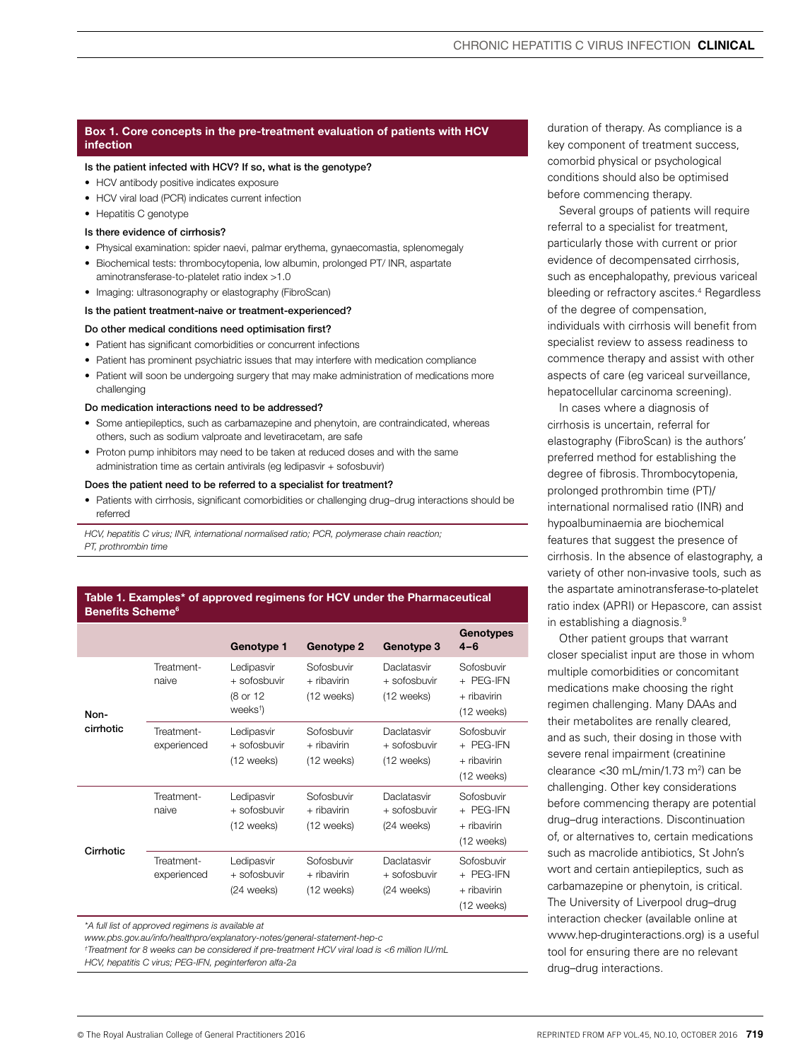**Box 1. Core concepts in the pre-treatment evaluation of patients with HCV infection**

**Is the patient infected with HCV? If so, what is the genotype?**

- HCV antibody positive indicates exposure
- HCV viral load (PCR) indicates current infection
- Hepatitis C genotype

**Is there evidence of cirrhosis?**

- Physical examination: spider naevi, palmar erythema, gynaecomastia, splenomegaly
- Biochemical tests: thrombocytopenia, low albumin, prolonged PT/ INR, aspartate aminotransferase-to-platelet ratio index >1.0
- Imaging: ultrasonography or elastography (FibroScan)

**Is the patient treatment-naive or treatment-experienced?**

**Do other medical conditions need optimisation first?**

- Patient has significant comorbidities or concurrent infections
- Patient has prominent psychiatric issues that may interfere with medication compliance
- Patient will soon be undergoing surgery that may make administration of medications more challenging

**Do medication interactions need to be addressed?**

- Some antiepileptics, such as carbamazepine and phenytoin, are contraindicated, whereas others, such as sodium valproate and levetiracetam, are safe
- Proton pump inhibitors may need to be taken at reduced doses and with the same administration time as certain antivirals (eg ledipasvir + sofosbuvir)

**Does the patient need to be referred to a specialist for treatment?**

- Patients with cirrhosis, significant comorbidities or challenging drug–drug interactions should be referred

*HCV, hepatitis C virus; INR, international normalised ratio; PCR, polymerase chain reaction; PT, prothrombin time*

**Table 1. Examples\* of approved regimens for HCV under the Pharmaceutical Benefits Scheme[6]**

| | | Genotype 1 | Genotype 2 | Genotype 3 | Genotypes 4–6 |
|---|---|---|---|---|---|
| Non-cirrhotic | Treatment-naive | Ledipasvir + sofosbuvir (8 or 12 weeks†) | Sofosbuvir + ribavirin (12 weeks) | Daclatasvir + sofosbuvir (12 weeks) | Sofosbuvir + PEG-IFN + ribavirin (12 weeks) |
| | Treatment-experienced | Ledipasvir + sofosbuvir (12 weeks) | Sofosbuvir + ribavirin (12 weeks) | Daclatasvir + sofosbuvir (12 weeks) | Sofosbuvir + PEG-IFN + ribavirin (12 weeks) |
| Cirrhotic | Treatment-naive | Ledipasvir + sofosbuvir (12 weeks) | Sofosbuvir + ribavirin (12 weeks) | Daclatasvir + sofosbuvir (24 weeks) | Sofosbuvir + PEG-IFN + ribavirin (12 weeks) |
| | Treatment-experienced | Ledipasvir + sofosbuvir (24 weeks) | Sofosbuvir + ribavirin (12 weeks) | Daclatasvir + sofosbuvir (24 weeks) | Sofosbuvir + PEG-IFN + ribavirin (12 weeks) |

*\*A full list of approved regimens is available at www.pbs.gov.au/info/healthpro/explanatory-notes/general-statement-hep-c*
*†Treatment for 8 weeks can be considered if pre-treatment HCV viral load is <6 million IU/mL*
*HCV, hepatitis C virus; PEG-IFN, peginterferon alfa-2a*

duration of therapy. As compliance is a key component of treatment success, comorbid physical or psychological conditions should also be optimised before commencing therapy.

Several groups of patients will require referral to a specialist for treatment, particularly those with current or prior evidence of decompensated cirrhosis, such as encephalopathy, previous variceal bleeding or refractory ascites.[4] Regardless of the degree of compensation, individuals with cirrhosis will benefit from specialist review to assess readiness to commence therapy and assist with other aspects of care (eg variceal surveillance, hepatocellular carcinoma screening).

In cases where a diagnosis of cirrhosis is uncertain, referral for elastography (FibroScan) is the authors' preferred method for establishing the degree of fibrosis. Thrombocytopenia, prolonged prothrombin time (PT)/ international normalised ratio (INR) and hypoalbuminaemia are biochemical features that suggest the presence of cirrhosis. In the absence of elastography, a variety of other non-invasive tools, such as the aspartate aminotransferase-to-platelet ratio index (APRI) or Hepascore, can assist in establishing a diagnosis.[9]

Other patient groups that warrant closer specialist input are those in whom multiple comorbidities or concomitant medications make choosing the right regimen challenging. Many DAAs and their metabolites are renally cleared, and as such, their dosing in those with severe renal impairment (creatinine clearance <30 mL/min/1.73 m$^2$) can be challenging. Other key considerations before commencing therapy are potential drug–drug interactions. Discontinuation of, or alternatives to, certain medications such as macrolide antibiotics, St John's wort and certain antiepileptics, such as carbamazepine or phenytoin, is critical. The University of Liverpool drug–drug interaction checker (available online at www.hep-druginteractions.org) is a useful tool for ensuring there are no relevant drug–drug interactions.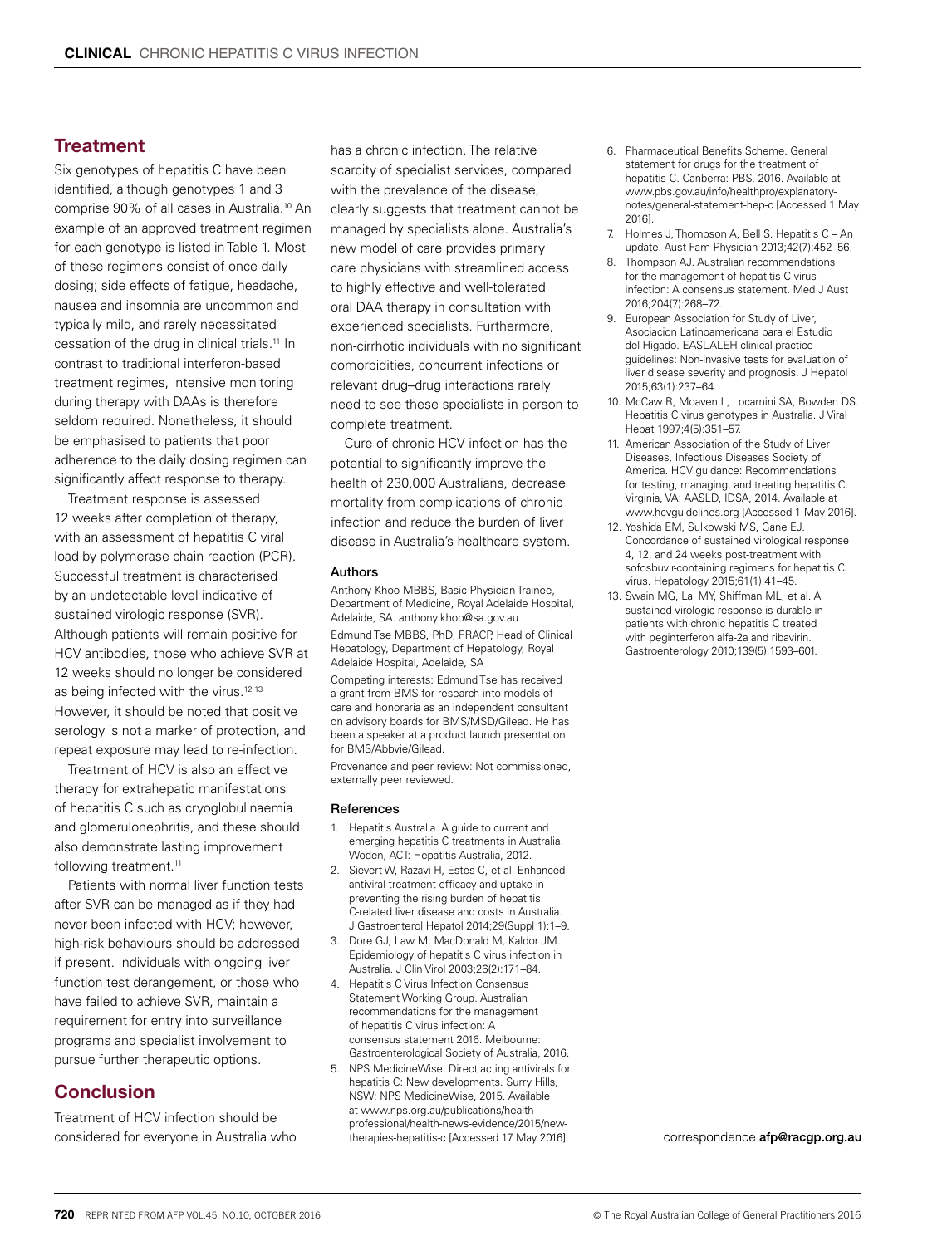## Treatment

Six genotypes of hepatitis C have been identified, although genotypes 1 and 3 comprise 90% of all cases in Australia.[10] An example of an approved treatment regimen for each genotype is listed in Table 1. Most of these regimens consist of once daily dosing; side effects of fatigue, headache, nausea and insomnia are uncommon and typically mild, and rarely necessitated cessation of the drug in clinical trials.[11] In contrast to traditional interferon-based treatment regimes, intensive monitoring during therapy with DAAs is therefore seldom required. Nonetheless, it should be emphasised to patients that poor adherence to the daily dosing regimen can significantly affect response to therapy.

Treatment response is assessed 12 weeks after completion of therapy, with an assessment of hepatitis C viral load by polymerase chain reaction (PCR). Successful treatment is characterised by an undetectable level indicative of sustained virologic response (SVR). Although patients will remain positive for HCV antibodies, those who achieve SVR at 12 weeks should no longer be considered as being infected with the virus.[12,13] However, it should be noted that positive serology is not a marker of protection, and repeat exposure may lead to re-infection.

Treatment of HCV is also an effective therapy for extrahepatic manifestations of hepatitis C such as cryoglobulinaemia and glomerulonephritis, and these should also demonstrate lasting improvement following treatment.[11]

Patients with normal liver function tests after SVR can be managed as if they had never been infected with HCV; however, high-risk behaviours should be addressed if present. Individuals with ongoing liver function test derangement, or those who have failed to achieve SVR, maintain a requirement for entry into surveillance programs and specialist involvement to pursue further therapeutic options.

## Conclusion

Treatment of HCV infection should be considered for everyone in Australia who has a chronic infection. The relative scarcity of specialist services, compared with the prevalence of the disease, clearly suggests that treatment cannot be managed by specialists alone. Australia's new model of care provides primary care physicians with streamlined access to highly effective and well-tolerated oral DAA therapy in consultation with experienced specialists. Furthermore, non-cirrhotic individuals with no significant comorbidities, concurrent infections or relevant drug–drug interactions rarely need to see these specialists in person to complete treatment.

Cure of chronic HCV infection has the potential to significantly improve the health of 230,000 Australians, decrease mortality from complications of chronic infection and reduce the burden of liver disease in Australia's healthcare system.

### Authors

Anthony Khoo MBBS, Basic Physician Trainee, Department of Medicine, Royal Adelaide Hospital, Adelaide, SA. anthony.khoo@sa.gov.au

Edmund Tse MBBS, PhD, FRACP, Head of Clinical Hepatology, Department of Hepatology, Royal Adelaide Hospital, Adelaide, SA

Competing interests: Edmund Tse has received a grant from BMS for research into models of care and honoraria as an independent consultant on advisory boards for BMS/MSD/Gilead. He has been a speaker at a product launch presentation for BMS/Abbvie/Gilead.

Provenance and peer review: Not commissioned, externally peer reviewed.

### References

1. Hepatitis Australia. A guide to current and emerging hepatitis C treatments in Australia. Woden, ACT: Hepatitis Australia, 2012.
2. Sievert W, Razavi H, Estes C, et al. Enhanced antiviral treatment efficacy and uptake in preventing the rising burden of hepatitis C-related liver disease and costs in Australia. J Gastroenterol Hepatol 2014;29(Suppl 1):1–9.
3. Dore GJ, Law M, MacDonald M, Kaldor JM. Epidemiology of hepatitis C virus infection in Australia. J Clin Virol 2003;26(2):171–84.
4. Hepatitis C Virus Infection Consensus Statement Working Group. Australian recommendations for the management of hepatitis C virus infection: A consensus statement 2016. Melbourne: Gastroenterological Society of Australia, 2016.
5. NPS MedicineWise. Direct acting antivirals for hepatitis C: New developments. Surry Hills, NSW: NPS MedicineWise, 2015. Available at www.nps.org.au/publications/health-professional/health-news-evidence/2015/new-therapies-hepatitis-c [Accessed 17 May 2016].
6. Pharmaceutical Benefits Scheme. General statement for drugs for the treatment of hepatitis C. Canberra: PBS, 2016. Available at www.pbs.gov.au/info/healthpro/explanatory-notes/general-statement-hep-c [Accessed 1 May 2016].
7. Holmes J, Thompson A, Bell S. Hepatitis C – An update. Aust Fam Physician 2013;42(7):452–56.
8. Thompson AJ. Australian recommendations for the management of hepatitis C virus infection: A consensus statement. Med J Aust 2016;204(7):268–72.
9. European Association for Study of Liver, Asociacion Latinoamericana para el Estudio del Higado. EASL-ALEH clinical practice guidelines: Non-invasive tests for evaluation of liver disease severity and prognosis. J Hepatol 2015;63(1):237–64.
10. McCaw R, Moaven L, Locarnini SA, Bowden DS. Hepatitis C virus genotypes in Australia. J Viral Hepat 1997;4(5):351–57.
11. American Association of the Study of Liver Diseases, Infectious Diseases Society of America. HCV guidance: Recommendations for testing, managing, and treating hepatitis C. Virginia, VA: AASLD, IDSA, 2014. Available at www.hcvguidelines.org [Accessed 1 May 2016].
12. Yoshida EM, Sulkowski MS, Gane EJ. Concordance of sustained virological response 4, 12, and 24 weeks post-treatment with sofosbuvir-containing regimens for hepatitis C virus. Hepatology 2015;61(1):41–45.
13. Swain MG, Lai MY, Shiffman ML, et al. A sustained virologic response is durable in patients with chronic hepatitis C treated with peginterferon alfa-2a and ribavirin. Gastroenterology 2010;139(5):1593–601.

correspondence **afp@racgp.org.au**